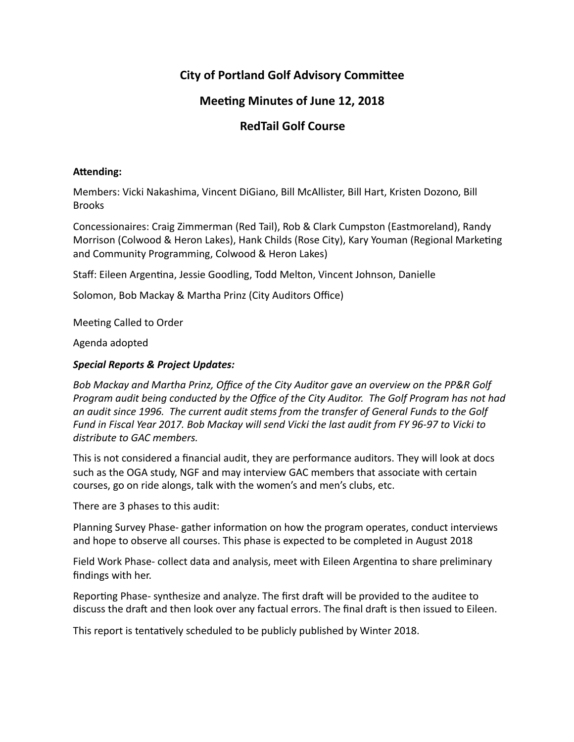# City of Portland Golf Advisory Committee

## Meeting Minutes of June 12, 2018

## RedTail Golf Course

**Attending:**

Members: Vicki Nakashima, Vincent DiGiano, Bill McAllister, Bill Hart, Kristen Dozono, Bill Brooks

Concessionaires: Craig Zimmerman (Red Tail), Rob & Clark Cumpston (Eastmoreland), Randy Morrison (Colwood & Heron Lakes), Hank Childs (Rose City), Kary Youman (Regional Marketing and Community Programming, Colwood & Heron Lakes)

Staff: Eileen Argentina, Jessie Goodling, Todd Melton, Vincent Johnson, Danielle Solomon, Bob Mackay & Martha Prinz (City Auditors Office)

Meeting Called to Order

Agenda adopted

***Special Reports & Project Updates:***

*Bob Mackay and Martha Prinz, Office of the City Auditor gave an overview on the PP&R Golf Program audit being conducted by the Office of the City Auditor. The Golf Program has not had an audit since 1996. The current audit stems from the transfer of General Funds to the Golf Fund in Fiscal Year 2017. Bob Mackay will send Vicki the last audit from FY 96-97 to Vicki to distribute to GAC members.*

This is not considered a financial audit, they are performance auditors. They will look at docs such as the OGA study, NGF and may interview GAC members that associate with certain courses, go on ride alongs, talk with the women's and men's clubs, etc.

There are 3 phases to this audit:

Planning Survey Phase- gather information on how the program operates, conduct interviews and hope to observe all courses. This phase is expected to be completed in August 2018

Field Work Phase- collect data and analysis, meet with Eileen Argentina to share preliminary findings with her.

Reporting Phase- synthesize and analyze. The first draft will be provided to the auditee to discuss the draft and then look over any factual errors. The final draft is then issued to Eileen.

This report is tentatively scheduled to be publicly published by Winter 2018.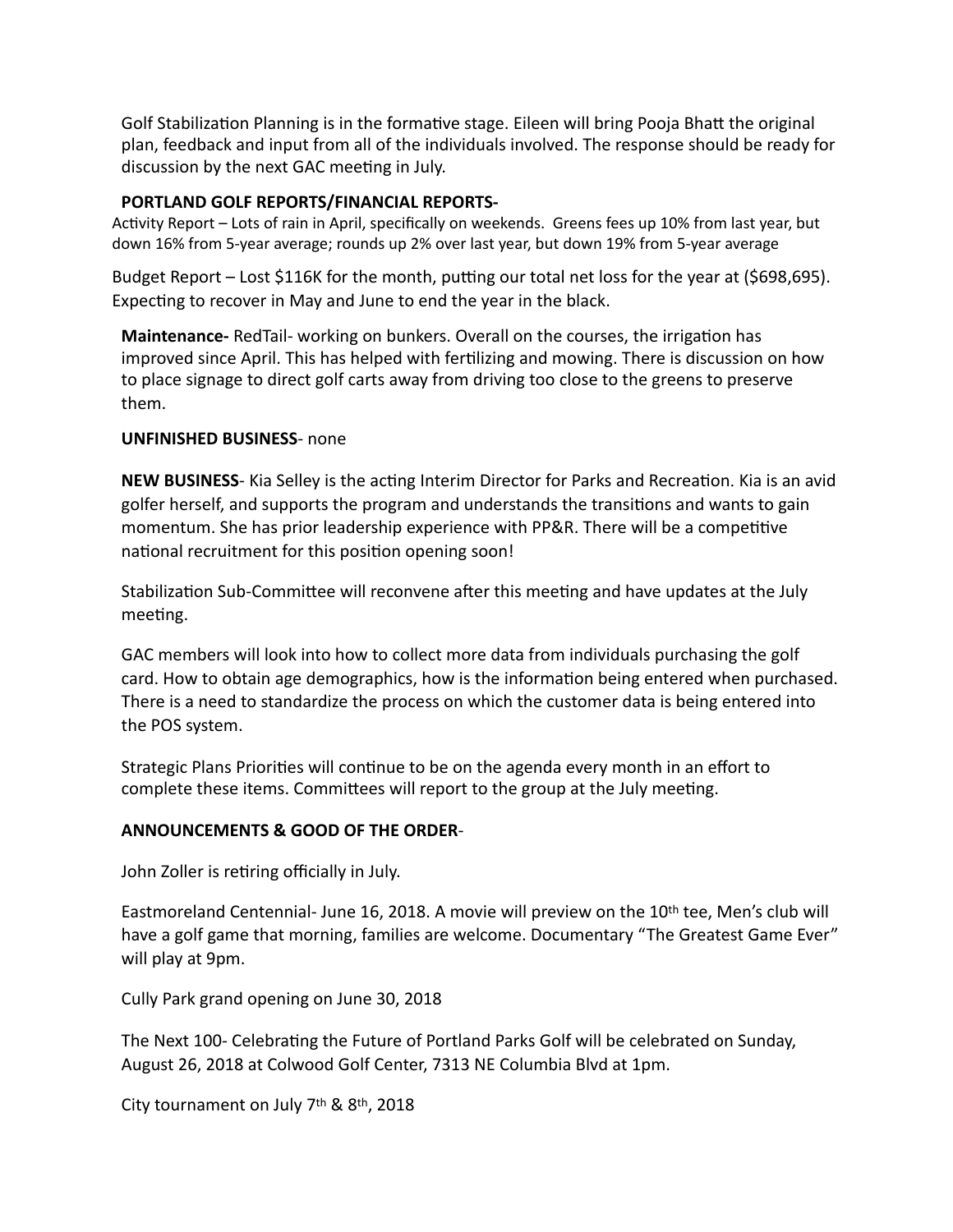Golf Stabilization Planning is in the formative stage. Eileen will bring Pooja Bhatt the original plan, feedback and input from all of the individuals involved. The response should be ready for discussion by the next GAC meeting in July.

**PORTLAND GOLF REPORTS/FINANCIAL REPORTS-**

Activity Report – Lots of rain in April, specifically on weekends. Greens fees up 10% from last year, but down 16% from 5-year average; rounds up 2% over last year, but down 19% from 5-year average

Budget Report – Lost $116K for the month, putting our total net loss for the year at ($698,695). Expecting to recover in May and June to end the year in the black.

**Maintenance-** RedTail- working on bunkers. Overall on the courses, the irrigation has improved since April. This has helped with fertilizing and mowing. There is discussion on how to place signage to direct golf carts away from driving too close to the greens to preserve them.

**UNFINISHED BUSINESS**- none

**NEW BUSINESS**- Kia Selley is the acting Interim Director for Parks and Recreation. Kia is an avid golfer herself, and supports the program and understands the transitions and wants to gain momentum. She has prior leadership experience with PP&R. There will be a competitive national recruitment for this position opening soon!

Stabilization Sub-Committee will reconvene after this meeting and have updates at the July meeting.

GAC members will look into how to collect more data from individuals purchasing the golf card. How to obtain age demographics, how is the information being entered when purchased. There is a need to standardize the process on which the customer data is being entered into the POS system.

Strategic Plans Priorities will continue to be on the agenda every month in an effort to complete these items. Committees will report to the group at the July meeting.

**ANNOUNCEMENTS & GOOD OF THE ORDER**-

John Zoller is retiring officially in July.

Eastmoreland Centennial- June 16, 2018. A movie will preview on the 10th tee, Men's club will have a golf game that morning, families are welcome. Documentary "The Greatest Game Ever" will play at 9pm.

Cully Park grand opening on June 30, 2018

The Next 100- Celebrating the Future of Portland Parks Golf will be celebrated on Sunday, August 26, 2018 at Colwood Golf Center, 7313 NE Columbia Blvd at 1pm.

City tournament on July 7th & 8th, 2018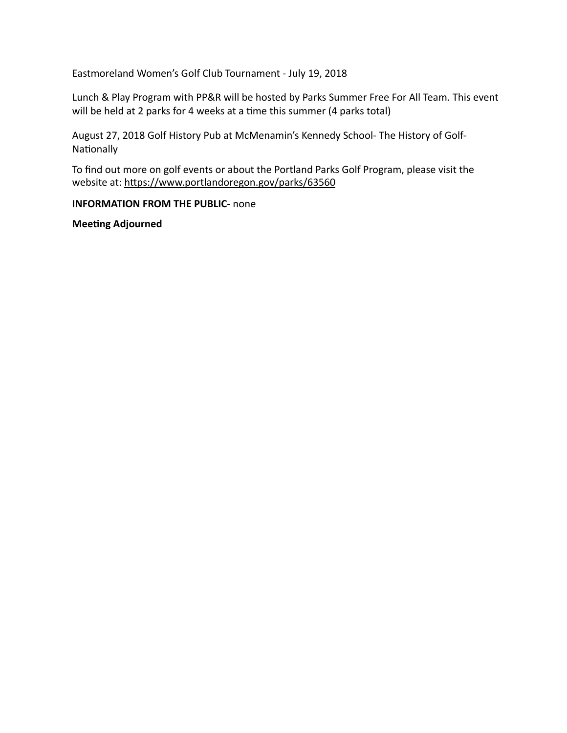Eastmoreland Women's Golf Club Tournament - July 19, 2018

Lunch & Play Program with PP&R will be hosted by Parks Summer Free For All Team. This event will be held at 2 parks for 4 weeks at a time this summer (4 parks total)

August 27, 2018 Golf History Pub at McMenamin's Kennedy School- The History of Golf- Nationally

To find out more on golf events or about the Portland Parks Golf Program, please visit the website at: https://www.portlandoregon.gov/parks/63560

**INFORMATION FROM THE PUBLIC**- none

**Meeting Adjourned**